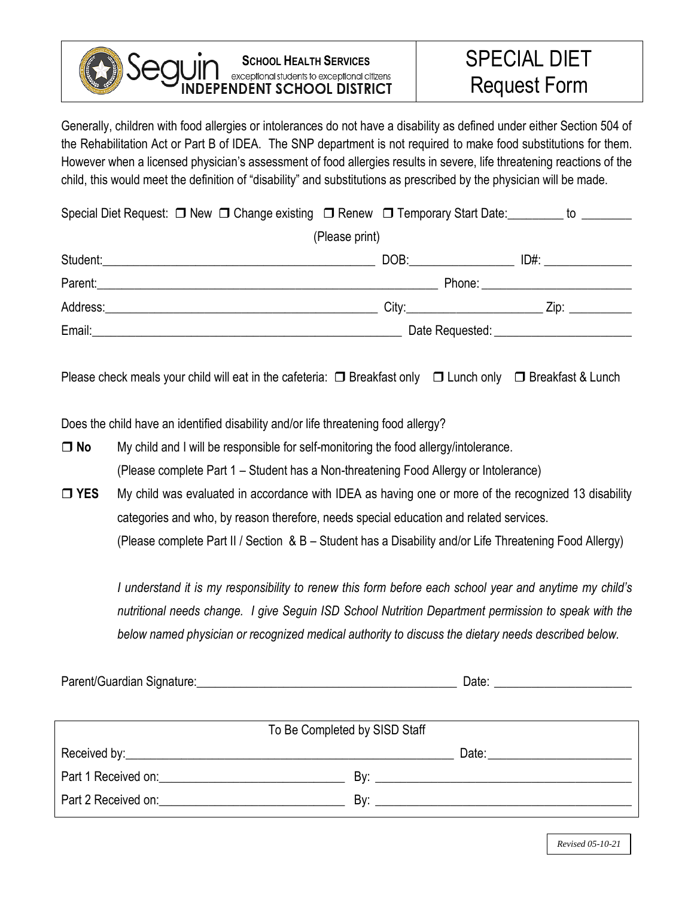**SCHOOL HEALTH SERVICES**
Seguin — exceptional students to exceptional citizens
**INDEPENDENT SCHOOL DISTRICT**

# SPECIAL DIET Request Form

Generally, children with food allergies or intolerances do not have a disability as defined under either Section 504 of the Rehabilitation Act or Part B of IDEA. The SNP department is not required to make food substitutions for them. However when a licensed physician's assessment of food allergies results in severe, life threatening reactions of the child, this would meet the definition of "disability" and substitutions as prescribed by the physician will be made.

Special Diet Request: ❒ New ❒ Change existing ❒ Renew ❒ Temporary Start Date:_________ to ________

(Please print)

Student:____________________________________________ DOB:________________ ID#: ______________

Parent:_______________________________________________________ Phone: ________________________

Address:____________________________________________ City:_____________________ Zip: __________

Email:__________________________________________________ Date Requested: ______________________

Please check meals your child will eat in the cafeteria: ❒ Breakfast only ❒ Lunch only ❒ Breakfast & Lunch

Does the child have an identified disability and/or life threatening food allergy?

❒ **No** My child and I will be responsible for self-monitoring the food allergy/intolerance.
(Please complete Part 1 – Student has a Non-threatening Food Allergy or Intolerance)

❒ **YES** My child was evaluated in accordance with IDEA as having one or more of the recognized 13 disability categories and who, by reason therefore, needs special education and related services.
(Please complete Part II / Section & B – Student has a Disability and/or Life Threatening Food Allergy)

*I understand it is my responsibility to renew this form before each school year and anytime my child's nutritional needs change. I give Seguin ISD School Nutrition Department permission to speak with the below named physician or recognized medical authority to discuss the dietary needs described below.*

Parent/Guardian Signature:__________________________________________ Date: _____________________

| To Be Completed by SISD Staff | |
|---|---|
| Received by:_____________________________________________ | Date:______________________ |
| Part 1 Received on:____________________________ | By: ________________________________________ |
| Part 2 Received on:____________________________ | By: ________________________________________ |

*Revised 05-10-21*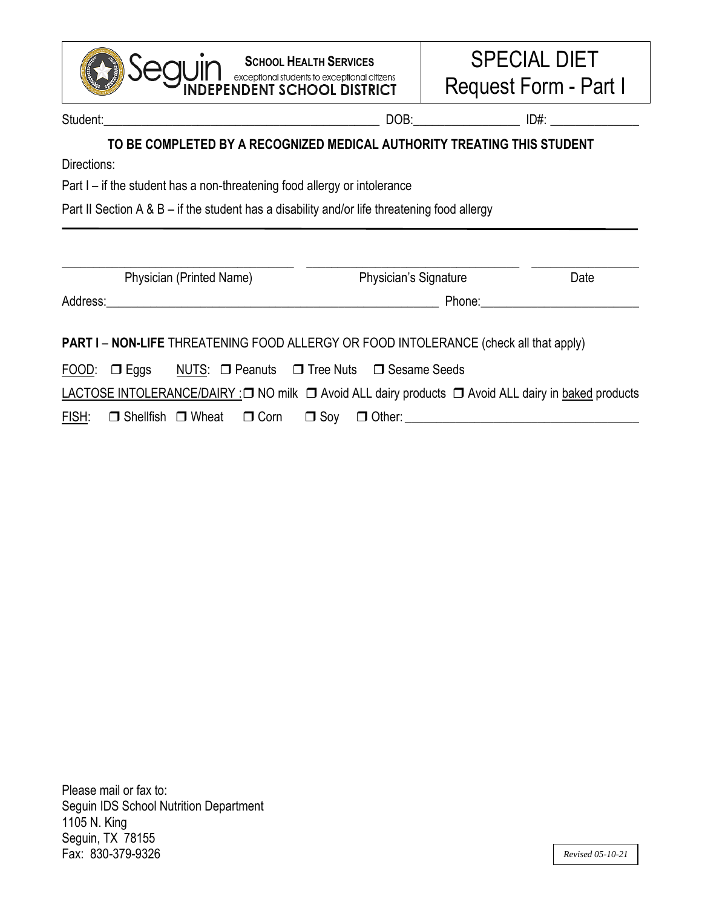**Seguin** INDEPENDENT SCHOOL DISTRICT — **SCHOOL HEALTH SERVICES** — exceptional students to exceptional citizens

# SPECIAL DIET Request Form - Part I

Student:\_\_\_\_\_\_\_\_\_\_\_\_\_\_\_\_\_\_\_\_\_\_\_\_\_\_\_\_\_\_\_\_\_\_\_\_\_\_\_\_\_\_\_\_ DOB:\_\_\_\_\_\_\_\_\_\_\_\_\_\_\_\_\_ ID#: \_\_\_\_\_\_\_\_\_\_\_\_\_\_

**TO BE COMPLETED BY A RECOGNIZED MEDICAL AUTHORITY TREATING THIS STUDENT**

Directions:

Part I – if the student has a non-threatening food allergy or intolerance

Part II Section A & B – if the student has a disability and/or life threatening food allergy

---

\_\_\_\_\_\_\_\_\_\_\_\_\_\_\_\_\_\_\_\_\_\_\_\_\_\_\_\_\_\_\_\_\_\_\_\_\_ \_\_\_\_\_\_\_\_\_\_\_\_\_\_\_\_\_\_\_\_\_\_\_\_\_\_\_\_\_\_\_\_\_\_\_\_ \_\_\_\_\_\_\_\_\_\_\_\_\_\_\_\_\_\_

Physician (Printed Name) Physician's Signature Date

Address:\_\_\_\_\_\_\_\_\_\_\_\_\_\_\_\_\_\_\_\_\_\_\_\_\_\_\_\_\_\_\_\_\_\_\_\_\_\_\_\_\_\_\_\_\_\_\_\_\_\_\_\_\_\_\_ Phone:\_\_\_\_\_\_\_\_\_\_\_\_\_\_\_\_\_\_\_\_\_\_\_\_\_\_

**PART I** – **NON-LIFE** THREATENING FOOD ALLERGY OR FOOD INTOLERANCE (check all that apply)

FOOD: ❒ Eggs NUTS: ❒ Peanuts ❒ Tree Nuts ❒ Sesame Seeds

LACTOSE INTOLERANCE/DAIRY : ❒ NO milk ❒ Avoid ALL dairy products ❒ Avoid ALL dairy in baked products

FISH: ❒ Shellfish ❒ Wheat ❒ Corn ❒ Soy ❒ Other: \_\_\_\_\_\_\_\_\_\_\_\_\_\_\_\_\_\_\_\_\_\_\_\_\_\_\_\_\_\_\_\_\_\_\_\_\_

Please mail or fax to:
Seguin IDS School Nutrition Department
1105 N. King
Seguin, TX 78155
Fax: 830-379-9326

*Revised 05-10-21*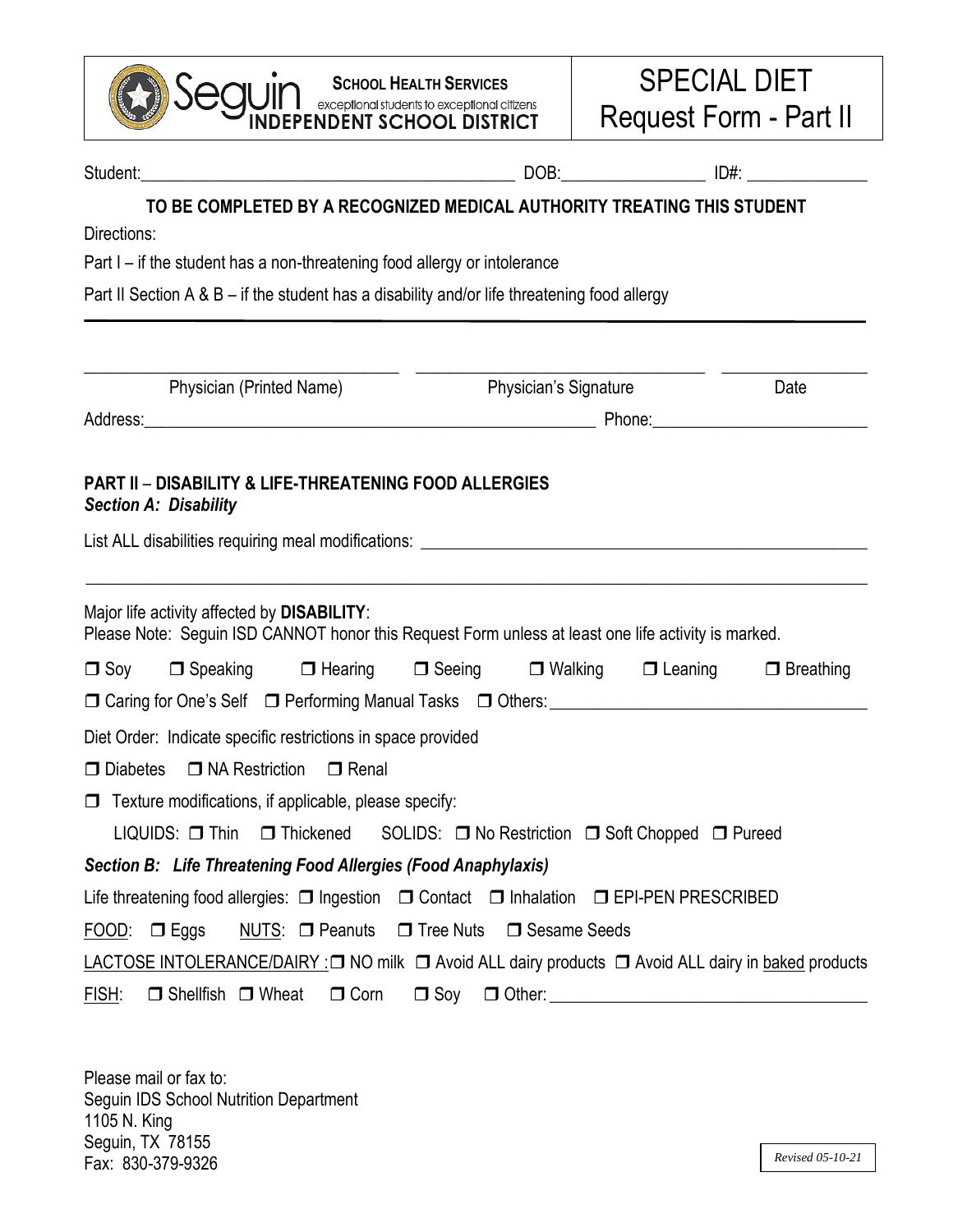**SCHOOL HEALTH SERVICES**
exceptional students to exceptional citizens
**Seguin INDEPENDENT SCHOOL DISTRICT**

# SPECIAL DIET Request Form - Part II

Student:_____________________________________________ DOB:________________ ID#: ______________

**TO BE COMPLETED BY A RECOGNIZED MEDICAL AUTHORITY TREATING THIS STUDENT**

Directions:

Part I – if the student has a non-threatening food allergy or intolerance

Part II Section A & B – if the student has a disability and/or life threatening food allergy

___________________________________ ________________________________ ________________

Physician (Printed Name) Physician's Signature Date

Address:______________________________________________________ Phone:_________________________

**PART II – DISABILITY & LIFE-THREATENING FOOD ALLERGIES**
***Section A: Disability***

List ALL disabilities requiring meal modifications: ________________________________________________

_____________________________________________________________________________________________

Major life activity affected by **DISABILITY**:
Please Note: Seguin ISD CANNOT honor this Request Form unless at least one life activity is marked.

❒ Soy ❒ Speaking ❒ Hearing ❒ Seeing ❒ Walking ❒ Leaning ❒ Breathing

❒ Caring for One's Self ❒ Performing Manual Tasks ❒ Others: ____________________________________

Diet Order: Indicate specific restrictions in space provided

❒ Diabetes ❒ NA Restriction ❒ Renal

❒ Texture modifications, if applicable, please specify:

LIQUIDS: ❒ Thin ❒ Thickened SOLIDS: ❒ No Restriction ❒ Soft Chopped ❒ Pureed

***Section B: Life Threatening Food Allergies (Food Anaphylaxis)***

Life threatening food allergies: ❒ Ingestion ❒ Contact ❒ Inhalation ❒ EPI-PEN PRESCRIBED

FOOD: ❒ Eggs NUTS: ❒ Peanuts ❒ Tree Nuts ❒ Sesame Seeds

LACTOSE INTOLERANCE/DAIRY :❒ NO milk ❒ Avoid ALL dairy products ❒ Avoid ALL dairy in baked products

FISH: ❒ Shellfish ❒ Wheat ❒ Corn ❒ Soy ❒ Other: ____________________________________

Please mail or fax to:
Seguin IDS School Nutrition Department
1105 N. King
Seguin, TX 78155
Fax: 830-379-9326

*Revised 05-10-21*